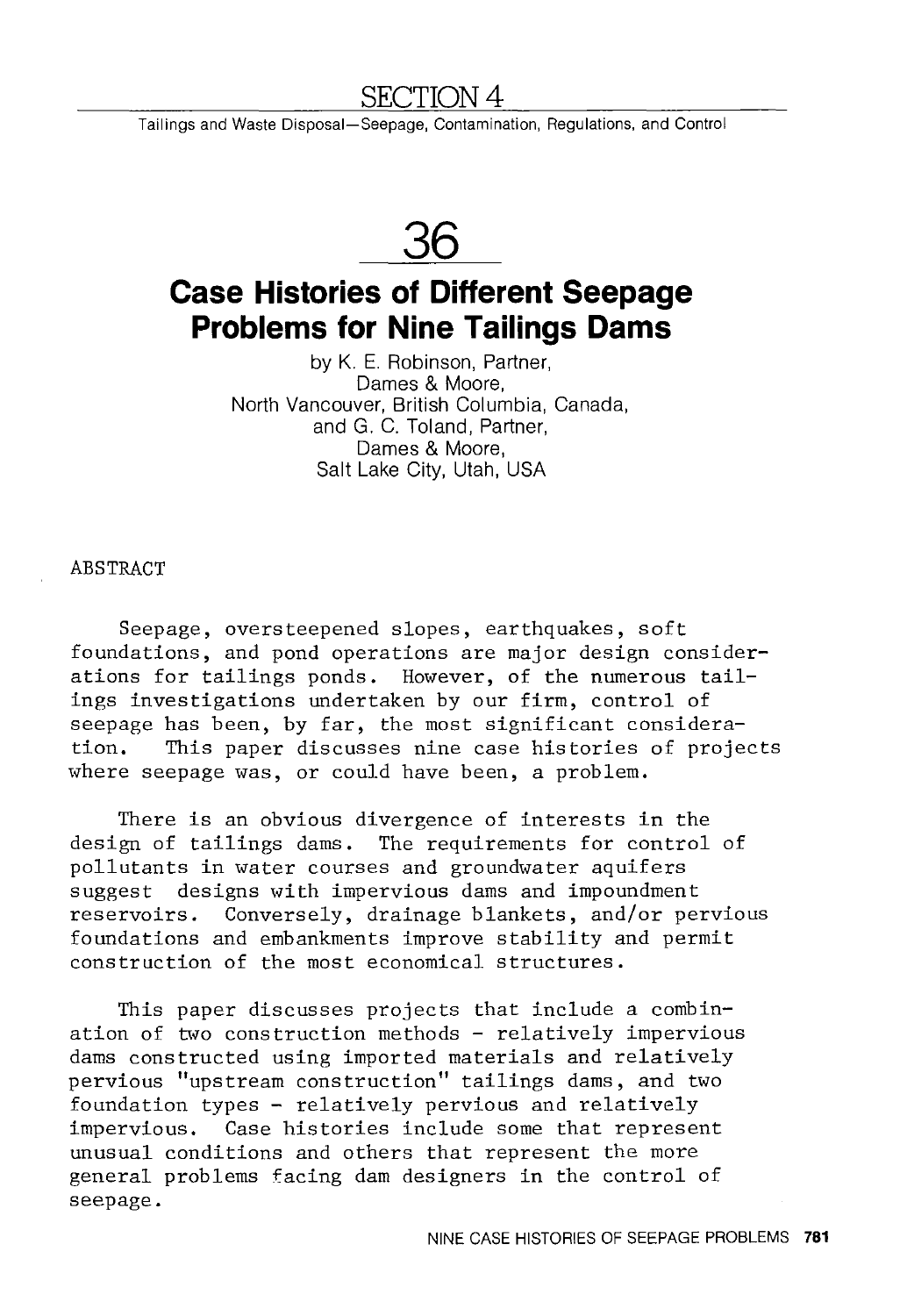# SECTION 4

Tailings and Waste Disposal—Seepage, Contamination, Regulations, and Control

# 36

## Case Histories of Different Seepage Problems for Nine Tailings Dams

by K. E. Robinson, Partner, Dames & Moore, North Vancouver, British Columbia, Canada, and G. C. Toland, Partner, Dames & Moore, Salt Lake City, Utah, USA

ABSTRACT

Seepage, oversteepened slopes, earthquakes, soft foundations, and pond operations are major design considerations for tailings ponds. However, of the numerous tailings investigations undertaken by our firm, control of seepage has been, by far, the most significant consideration. This paper discusses nine case histories of projects where seepage was, or could have been, a problem.

There is an obvious divergence of interests in the design of tailings dams. The requirements for control of pollutants in water courses and groundwater aquifers suggest designs with impervious dams and impoundment reservoirs. Conversely, drainage blankets, and/or pervious foundations and embankments improve stability and permit construction of the most economical structures.

This paper discusses projects that include a combination of two construction methods - relatively impervious dams constructed using imported materials and relatively pervious "upstream construction" tailings dams, and two foundation types - relatively pervious and relatively impervious. Case histories include some that represent unusual conditions and others that represent the more general problems facing dam designers in the control of seepage.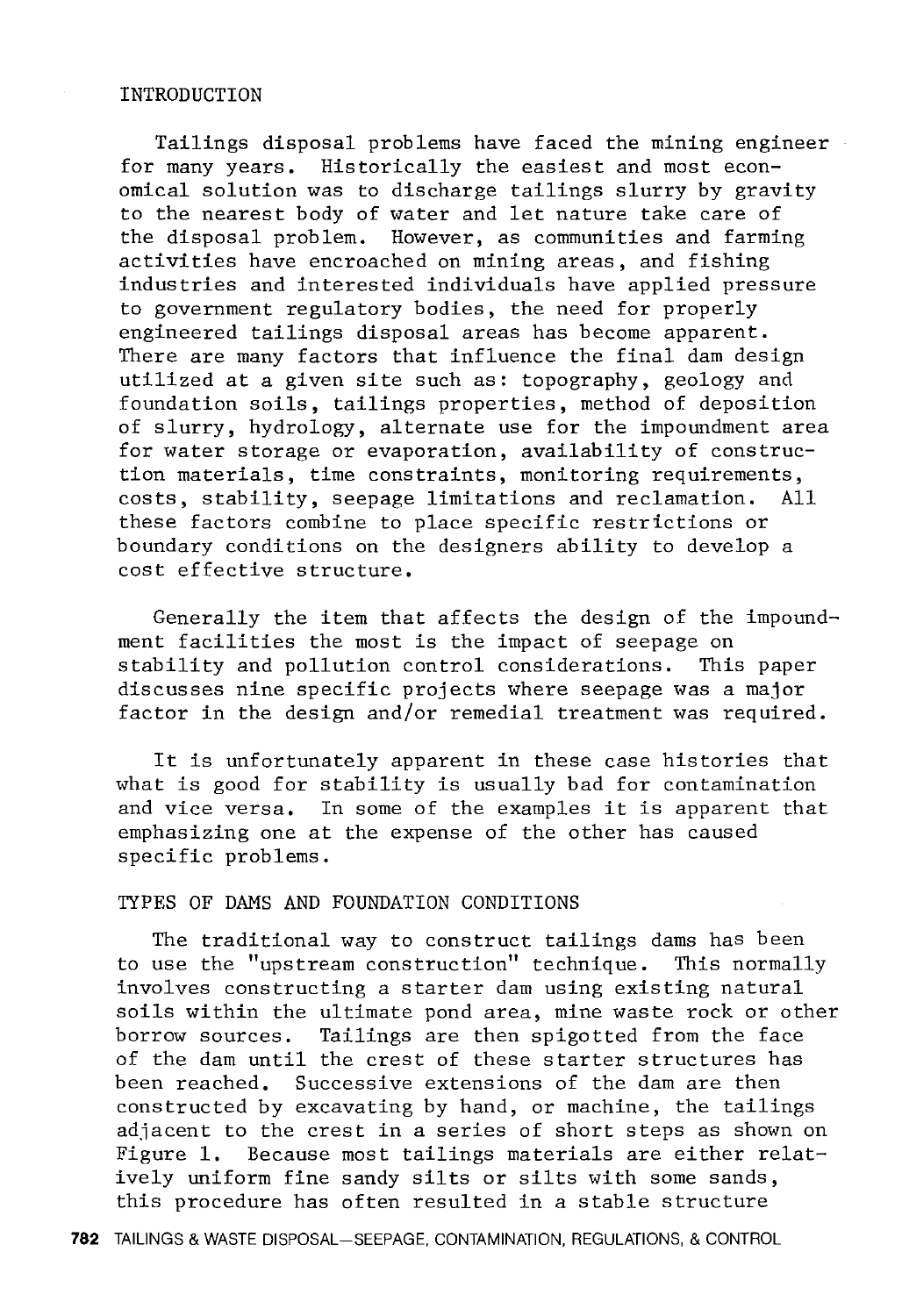## INTRODUCTION

Tailings disposal problems have faced the mining engineer for many years. Historically the easiest and most economical solution was to discharge tailings slurry by gravity to the nearest body of water and let nature take care of the disposal problem. However, as communities and farming activities have encroached on mining areas, and fishing industries and interested individuals have applied pressure to government regulatory bodies, the need for properly engineered tailings disposal areas has become apparent. There are many factors that influence the final dam design utilized at a given site such as: topography, geology and foundation soils, tailings properties, method of deposition of slurry, hydrology, alternate use for the impoundment area for water storage or evaporation, availability of construction materials, time constraints, monitoring requirements, costs, stability, seepage limitations and reclamation. All these factors combine to place specific restrictions or boundary conditions on the designers ability to develop a cost effective structure.

Generally the item that affects the design of the impoundment facilities the most is the impact of seepage on stability and pollution control considerations. This paper discusses nine specific projects where seepage was a major factor in the design and/or remedial treatment was required.

It is unfortunately apparent in these case histories that what is good for stability is usually bad for contamination and vice versa. In some of the examples it is apparent that emphasizing one at the expense of the other has caused specific problems.

## TYPES OF DAMS AND FOUNDATION CONDITIONS

The traditional way to construct tailings dams has been to use the "upstream construction" technique. This normally involves constructing a starter dam using existing natural soils within the ultimate pond area, mine waste rock or other borrow sources. Tailings are then spigotted from the face of the dam until the crest of these starter structures has been reached. Successive extensions of the dam are then constructed by excavating by hand, or machine, the tailings adjacent to the crest in a series of short steps as shown on Figure 1. Because most tailings materials are either relatively uniform fine sandy silts or silts with some sands, this procedure has often resulted in a stable structure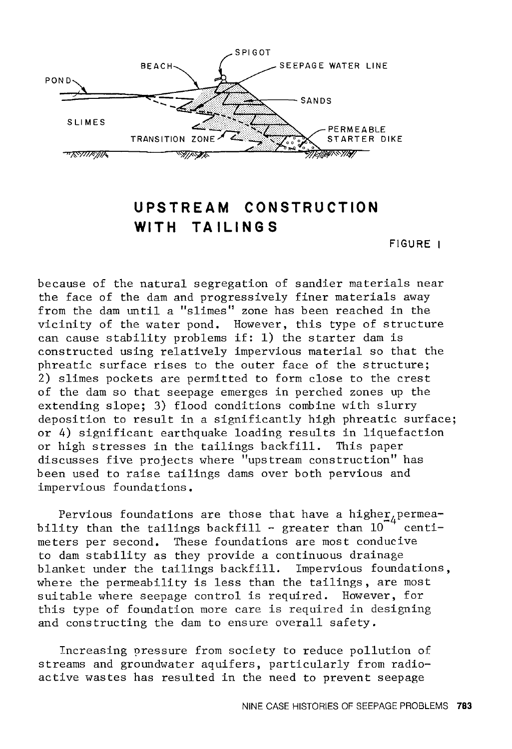UPSTREAM CONSTRUCTION WITH TAILINGS

FIGURE I

because of the natural segregation of sandier materials near the face of the dam and progressively finer materials away from the dam until a "slimes" zone has been reached in the vicinity of the water pond. However, this type of structure can cause stability problems if: 1) the starter dam is constructed using relatively impervious material so that the phreatic surface rises to the outer face of the structure; 2) slimes pockets are permitted to form close to the crest of the dam so that seepage emerges in perched zones up the extending slope; 3) flood conditions combine with slurry deposition to result in a significantly high phreatic surface; or 4) significant earthquake loading results in liquefaction or high stresses in the tailings backfill. This paper discusses five projects where "upstream construction" has been used to raise tailings dams over both pervious and impervious foundations.

Pervious foundations are those that have a higher permeability than the tailings backfill - greater than $10^{-4}$ centimeters per second. These foundations are most conducive to dam stability as they provide a continuous drainage blanket under the tailings backfill. Impervious foundations, where the permeability is less than the tailings, are most suitable where seepage control is required. However, for this type of foundation more care is required in designing and constructing the dam to ensure overall safety.

Increasing pressure from society to reduce pollution of streams and groundwater aquifers, particularly from radioactive wastes has resulted in the need to prevent seepage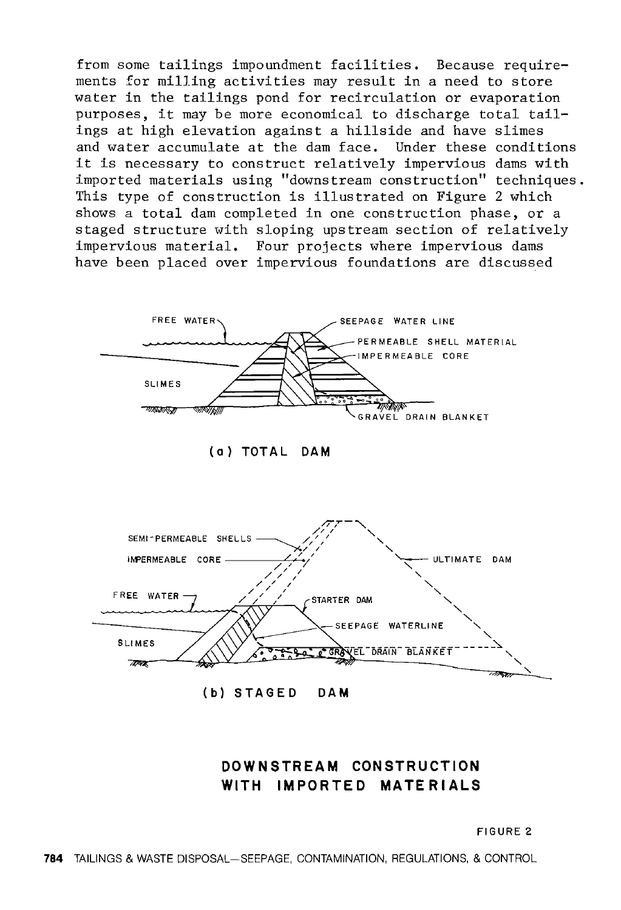from some tailings impoundment facilities. Because requirements for milling activities may result in a need to store water in the tailings pond for recirculation or evaporation purposes, it may be more economical to discharge total tailings at high elevation against a hillside and have slimes and water accumulate at the dam face. Under these conditions it is necessary to construct relatively impervious dams with imported materials using "downstream construction" techniques. This type of construction is illustrated on Figure 2 which shows a total dam completed in one construction phase, or a staged structure with sloping upstream section of relatively impervious material. Four projects where impervious dams have been placed over impervious foundations are discussed

FREE WATER — SEEPAGE WATER LINE — PERMEABLE SHELL MATERIAL — IMPERMEABLE CORE — SLIMES — GRAVEL DRAIN BLANKET

(a) TOTAL DAM

SEMI-PERMEABLE SHELLS — IMPERMEABLE CORE — ULTIMATE DAM — FREE WATER — STARTER DAM — SEEPAGE WATERLINE — SLIMES — GRAVEL DRAIN BLANKET

(b) STAGED DAM

**DOWNSTREAM CONSTRUCTION WITH IMPORTED MATERIALS**

FIGURE 2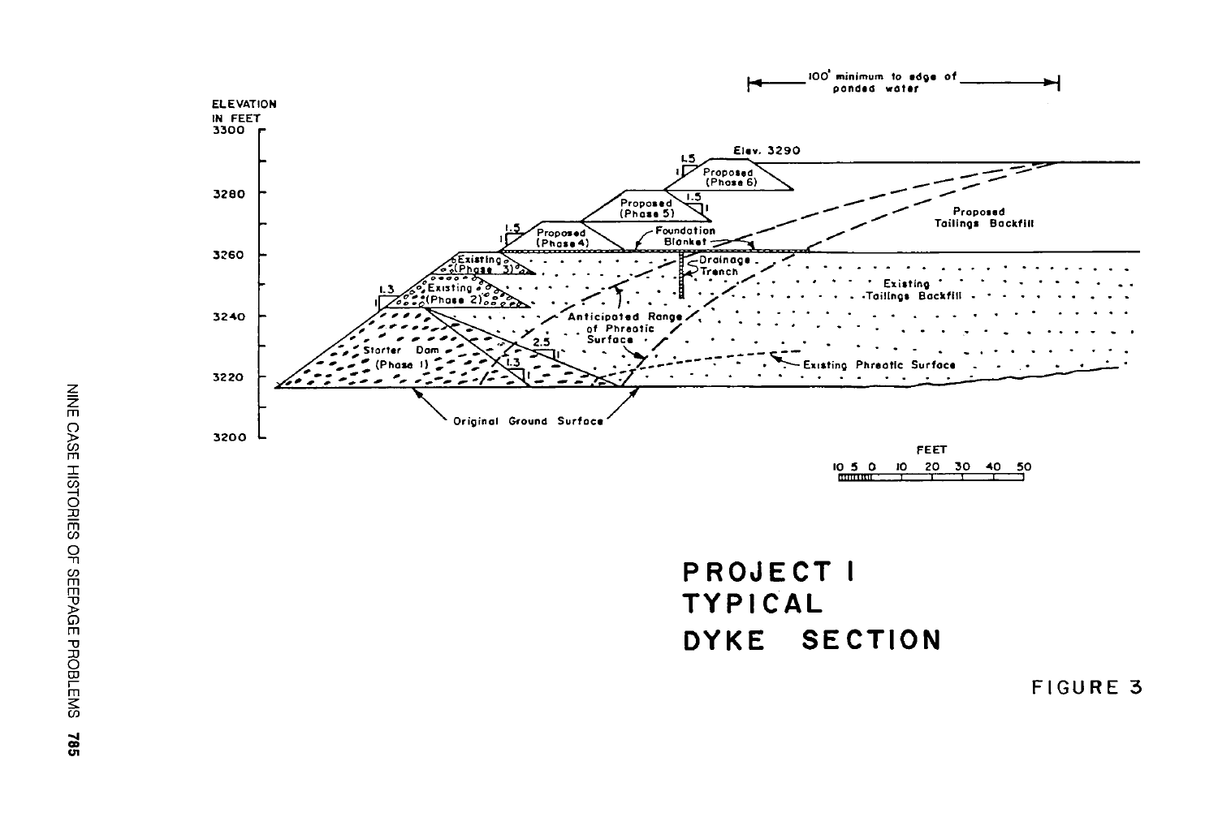**PROJECT I**
**TYPICAL**
**DYKE SECTION**

FIGURE 3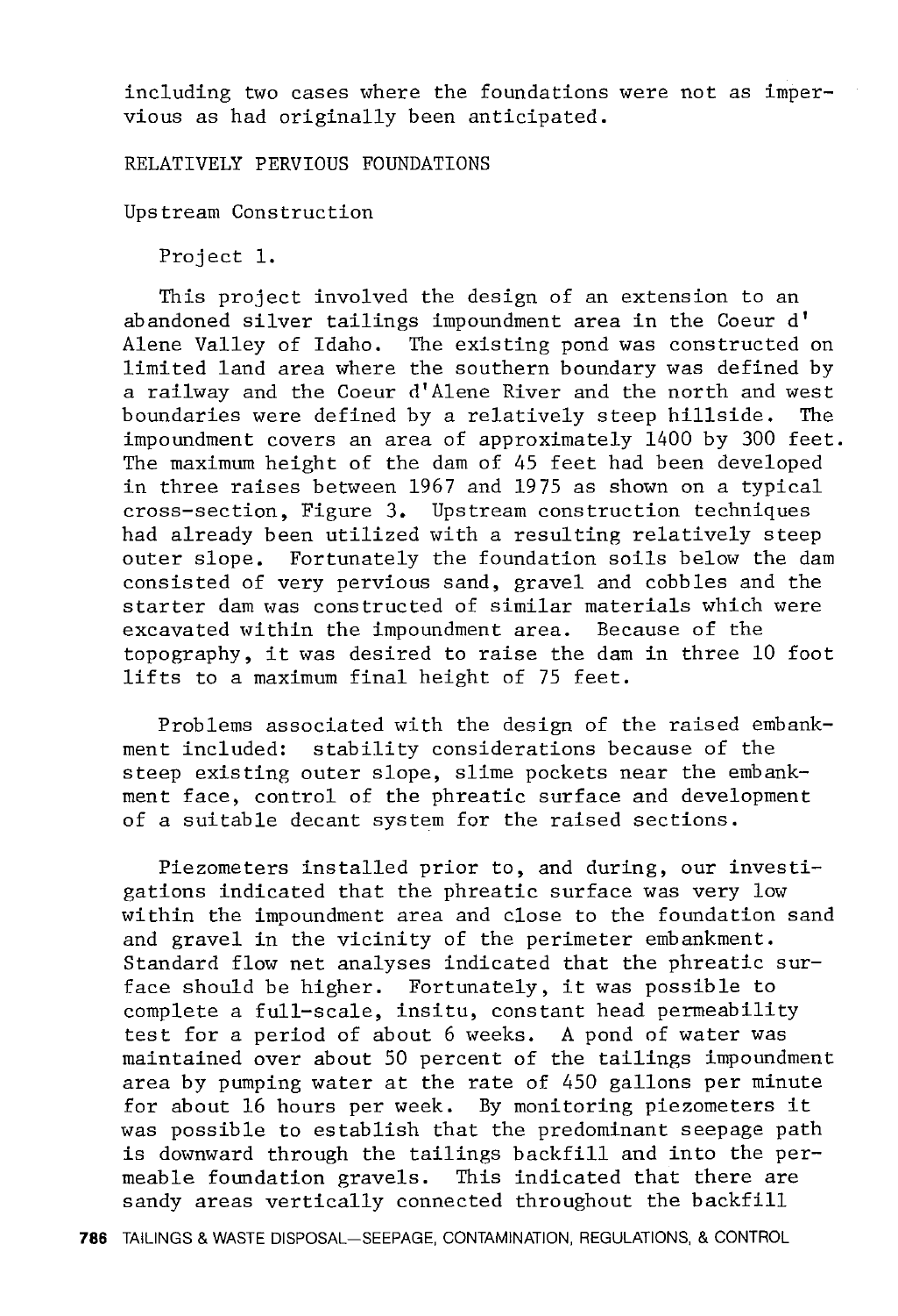including two cases where the foundations were not as impervious as had originally been anticipated.

## RELATIVELY PERVIOUS FOUNDATIONS

### Upstream Construction

#### Project 1.

This project involved the design of an extension to an abandoned silver tailings impoundment area in the Coeur d' Alene Valley of Idaho. The existing pond was constructed on limited land area where the southern boundary was defined by a railway and the Coeur d'Alene River and the north and west boundaries were defined by a relatively steep hillside. The impoundment covers an area of approximately 1400 by 300 feet. The maximum height of the dam of 45 feet had been developed in three raises between 1967 and 1975 as shown on a typical cross-section, Figure 3. Upstream construction techniques had already been utilized with a resulting relatively steep outer slope. Fortunately the foundation soils below the dam consisted of very pervious sand, gravel and cobbles and the starter dam was constructed of similar materials which were excavated within the impoundment area. Because of the topography, it was desired to raise the dam in three 10 foot lifts to a maximum final height of 75 feet.

Problems associated with the design of the raised embankment included: stability considerations because of the steep existing outer slope, slime pockets near the embankment face, control of the phreatic surface and development of a suitable decant system for the raised sections.

Piezometers installed prior to, and during, our investigations indicated that the phreatic surface was very low within the impoundment area and close to the foundation sand and gravel in the vicinity of the perimeter embankment. Standard flow net analyses indicated that the phreatic surface should be higher. Fortunately, it was possible to complete a full-scale, insitu, constant head permeability test for a period of about 6 weeks. A pond of water was maintained over about 50 percent of the tailings impoundment area by pumping water at the rate of 450 gallons per minute for about 16 hours per week. By monitoring piezometers it was possible to establish that the predominant seepage path is downward through the tailings backfill and into the permeable foundation gravels. This indicated that there are sandy areas vertically connected throughout the backfill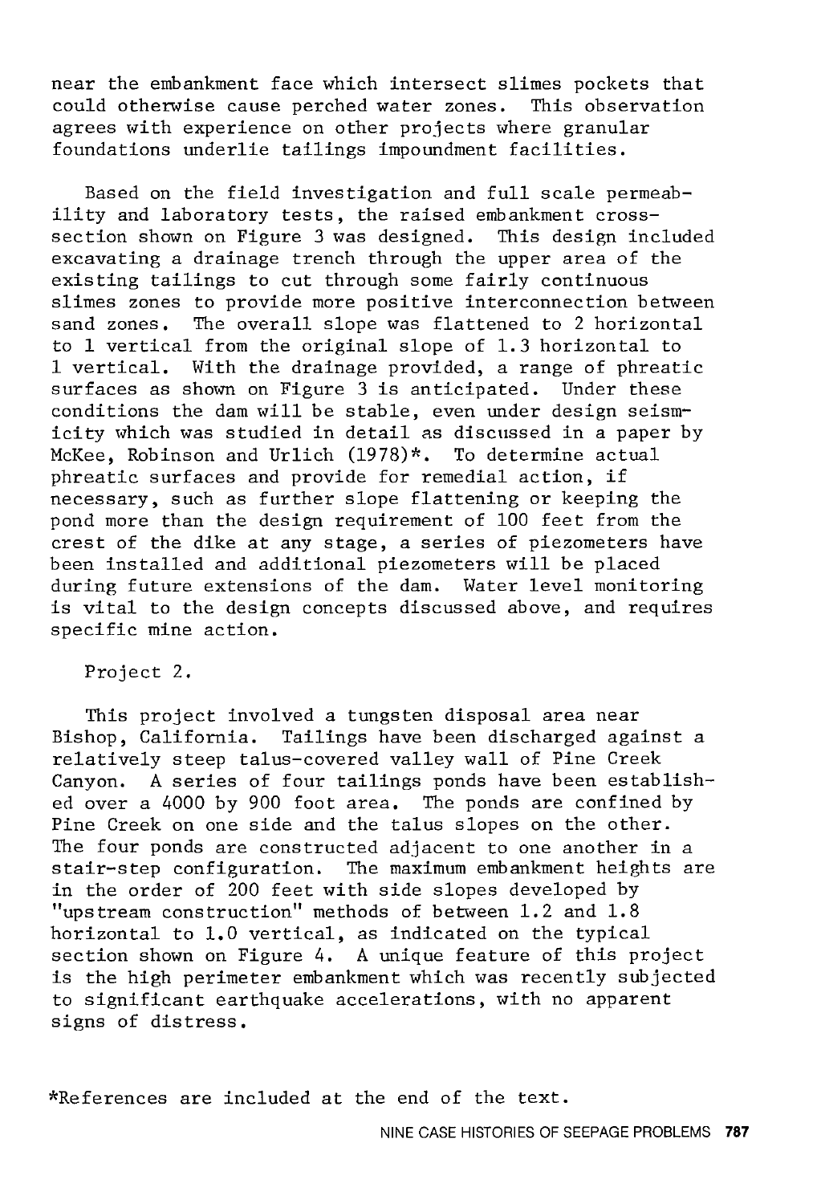near the embankment face which intersect slimes pockets that could otherwise cause perched water zones. This observation agrees with experience on other projects where granular foundations underlie tailings impoundment facilities.

Based on the field investigation and full scale permeability and laboratory tests, the raised embankment cross-section shown on Figure 3 was designed. This design included excavating a drainage trench through the upper area of the existing tailings to cut through some fairly continuous slimes zones to provide more positive interconnection between sand zones. The overall slope was flattened to 2 horizontal to 1 vertical from the original slope of 1.3 horizontal to 1 vertical. With the drainage provided, a range of phreatic surfaces as shown on Figure 3 is anticipated. Under these conditions the dam will be stable, even under design seismicity which was studied in detail as discussed in a paper by McKee, Robinson and Urlich (1978)*. To determine actual phreatic surfaces and provide for remedial action, if necessary, such as further slope flattening or keeping the pond more than the design requirement of 100 feet from the crest of the dike at any stage, a series of piezometers have been installed and additional piezometers will be placed during future extensions of the dam. Water level monitoring is vital to the design concepts discussed above, and requires specific mine action.

Project 2.

This project involved a tungsten disposal area near Bishop, California. Tailings have been discharged against a relatively steep talus-covered valley wall of Pine Creek Canyon. A series of four tailings ponds have been established over a 4000 by 900 foot area. The ponds are confined by Pine Creek on one side and the talus slopes on the other. The four ponds are constructed adjacent to one another in a stair-step configuration. The maximum embankment heights are in the order of 200 feet with side slopes developed by "upstream construction" methods of between 1.2 and 1.8 horizontal to 1.0 vertical, as indicated on the typical section shown on Figure 4. A unique feature of this project is the high perimeter embankment which was recently subjected to significant earthquake accelerations, with no apparent signs of distress.

*References are included at the end of the text.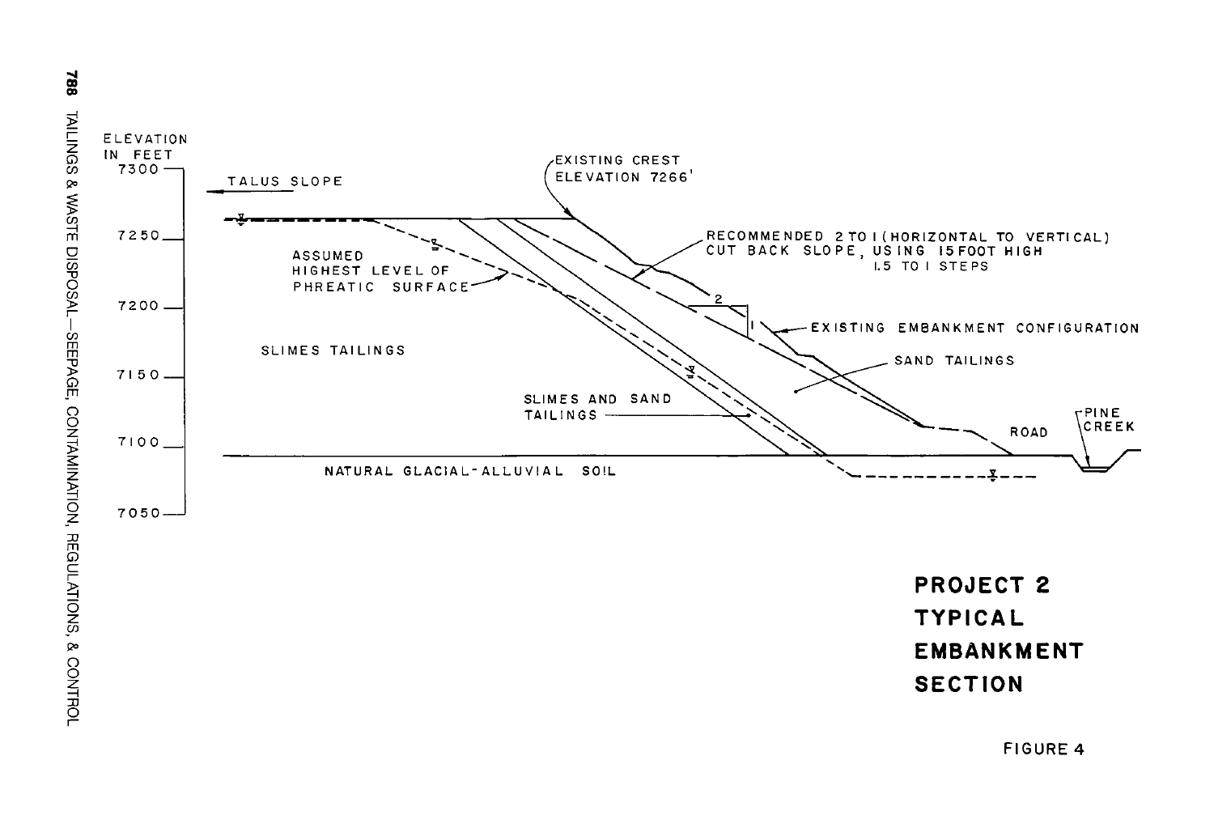ELEVATION IN FEET

7300

7250

7200

7150

7100

7050

TALUS SLOPE

EXISTING CREST ELEVATION 7266'

RECOMMENDED 2 TO 1 (HORIZONTAL TO VERTICAL) CUT BACK SLOPE, USING 15 FOOT HIGH 1.5 TO 1 STEPS

ASSUMED HIGHEST LEVEL OF PHREATIC SURFACE

2

1

EXISTING EMBANKMENT CONFIGURATION

SLIMES TAILINGS

SAND TAILINGS

SLIMES AND SAND TAILINGS

ROAD

PINE CREEK

NATURAL GLACIAL-ALLUVIAL SOIL

**PROJECT 2 TYPICAL EMBANKMENT SECTION**

FIGURE 4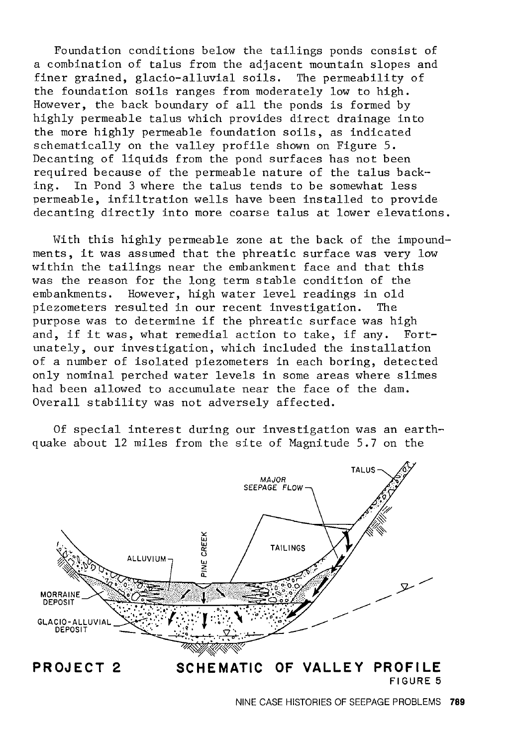Foundation conditions below the tailings ponds consist of a combination of talus from the adjacent mountain slopes and finer grained, glacio-alluvial soils. The permeability of the foundation soils ranges from moderately low to high. However, the back boundary of all the ponds is formed by highly permeable talus which provides direct drainage into the more highly permeable foundation soils, as indicated schematically on the valley profile shown on Figure 5. Decanting of liquids from the pond surfaces has not been required because of the permeable nature of the talus backing. In Pond 3 where the talus tends to be somewhat less permeable, infiltration wells have been installed to provide decanting directly into more coarse talus at lower elevations.

With this highly permeable zone at the back of the impoundments, it was assumed that the phreatic surface was very low within the tailings near the embankment face and that this was the reason for the long term stable condition of the embankments. However, high water level readings in old piezometers resulted in our recent investigation. The purpose was to determine if the phreatic surface was high and, if it was, what remedial action to take, if any. Fortunately, our investigation, which included the installation of a number of isolated piezometers in each boring, detected only nominal perched water levels in some areas where slimes had been allowed to accumulate near the face of the dam. Overall stability was not adversely affected.

Of special interest during our investigation was an earthquake about 12 miles from the site of Magnitude 5.7 on the

**PROJECT 2** **SCHEMATIC OF VALLEY PROFILE**

FIGURE 5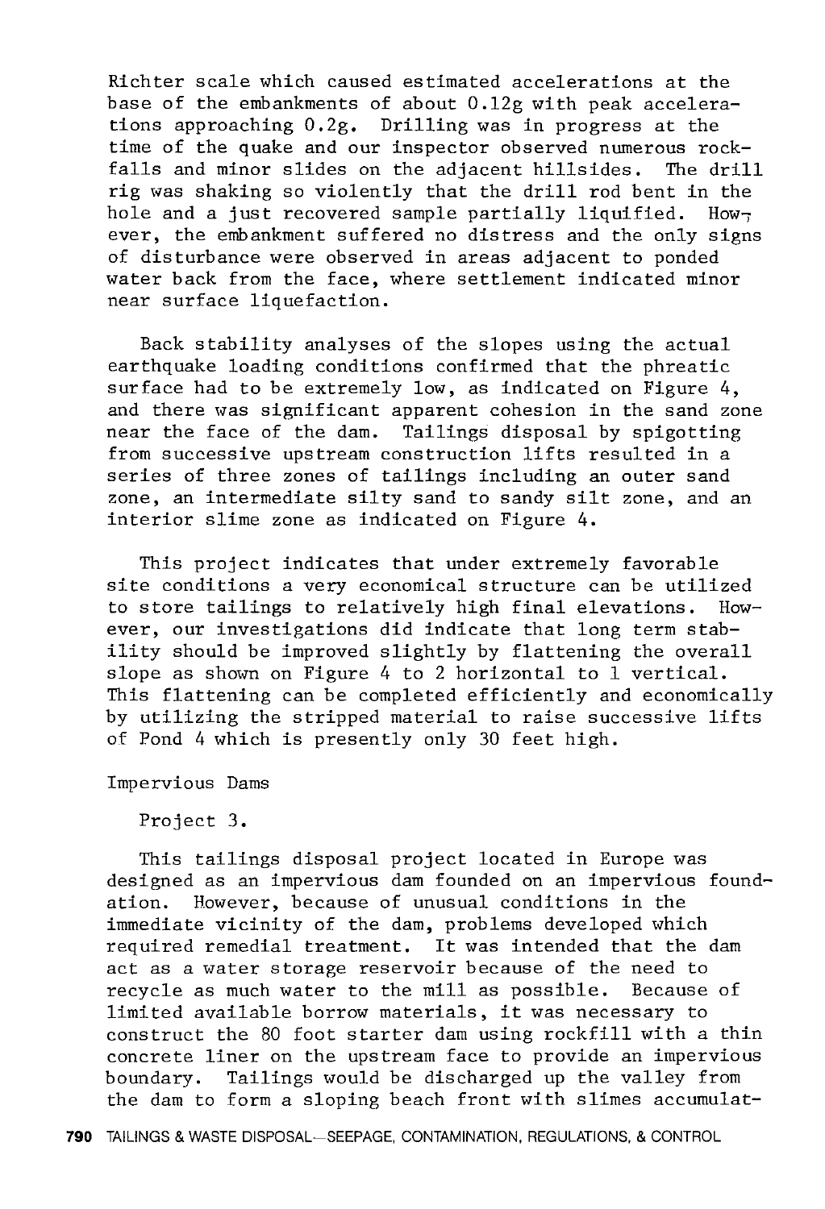Richter scale which caused estimated accelerations at the base of the embankments of about 0.12g with peak accelerations approaching 0.2g. Drilling was in progress at the time of the quake and our inspector observed numerous rockfalls and minor slides on the adjacent hillsides. The drill rig was shaking so violently that the drill rod bent in the hole and a just recovered sample partially liquified. However, the embankment suffered no distress and the only signs of disturbance were observed in areas adjacent to ponded water back from the face, where settlement indicated minor near surface liquefaction.

Back stability analyses of the slopes using the actual earthquake loading conditions confirmed that the phreatic surface had to be extremely low, as indicated on Figure 4, and there was significant apparent cohesion in the sand zone near the face of the dam. Tailings disposal by spigotting from successive upstream construction lifts resulted in a series of three zones of tailings including an outer sand zone, an intermediate silty sand to sandy silt zone, and an interior slime zone as indicated on Figure 4.

This project indicates that under extremely favorable site conditions a very economical structure can be utilized to store tailings to relatively high final elevations. However, our investigations did indicate that long term stability should be improved slightly by flattening the overall slope as shown on Figure 4 to 2 horizontal to 1 vertical. This flattening can be completed efficiently and economically by utilizing the stripped material to raise successive lifts of Pond 4 which is presently only 30 feet high.

### Impervious Dams

#### Project 3.

This tailings disposal project located in Europe was designed as an impervious dam founded on an impervious foundation. However, because of unusual conditions in the immediate vicinity of the dam, problems developed which required remedial treatment. It was intended that the dam act as a water storage reservoir because of the need to recycle as much water to the mill as possible. Because of limited available borrow materials, it was necessary to construct the 80 foot starter dam using rockfill with a thin concrete liner on the upstream face to provide an impervious boundary. Tailings would be discharged up the valley from the dam to form a sloping beach front with slimes accumulat-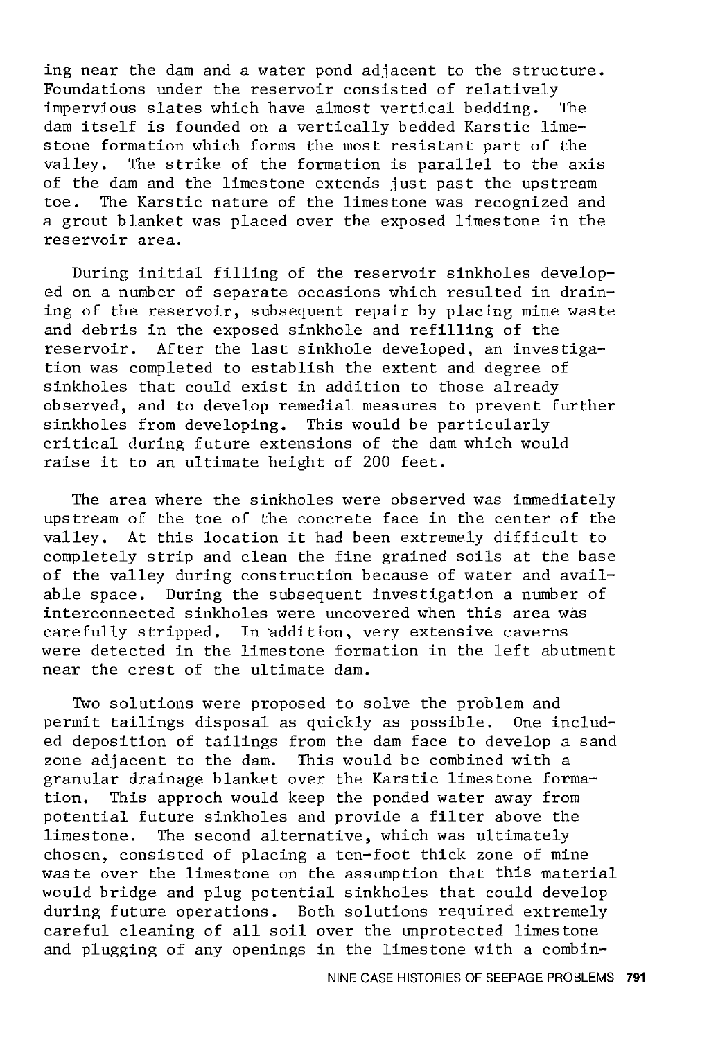ing near the dam and a water pond adjacent to the structure. Foundations under the reservoir consisted of relatively impervious slates which have almost vertical bedding. The dam itself is founded on a vertically bedded Karstic limestone formation which forms the most resistant part of the valley. The strike of the formation is parallel to the axis of the dam and the limestone extends just past the upstream toe. The Karstic nature of the limestone was recognized and a grout blanket was placed over the exposed limestone in the reservoir area.

During initial filling of the reservoir sinkholes developed on a number of separate occasions which resulted in draining of the reservoir, subsequent repair by placing mine waste and debris in the exposed sinkhole and refilling of the reservoir. After the last sinkhole developed, an investigation was completed to establish the extent and degree of sinkholes that could exist in addition to those already observed, and to develop remedial measures to prevent further sinkholes from developing. This would be particularly critical during future extensions of the dam which would raise it to an ultimate height of 200 feet.

The area where the sinkholes were observed was immediately upstream of the toe of the concrete face in the center of the valley. At this location it had been extremely difficult to completely strip and clean the fine grained soils at the base of the valley during construction because of water and available space. During the subsequent investigation a number of interconnected sinkholes were uncovered when this area was carefully stripped. In addition, very extensive caverns were detected in the limestone formation in the left abutment near the crest of the ultimate dam.

Two solutions were proposed to solve the problem and permit tailings disposal as quickly as possible. One included deposition of tailings from the dam face to develop a sand zone adjacent to the dam. This would be combined with a granular drainage blanket over the Karstic limestone formation. This approch would keep the ponded water away from potential future sinkholes and provide a filter above the limestone. The second alternative, which was ultimately chosen, consisted of placing a ten-foot thick zone of mine waste over the limestone on the assumption that this material would bridge and plug potential sinkholes that could develop during future operations. Both solutions required extremely careful cleaning of all soil over the unprotected limestone and plugging of any openings in the limestone with a combin-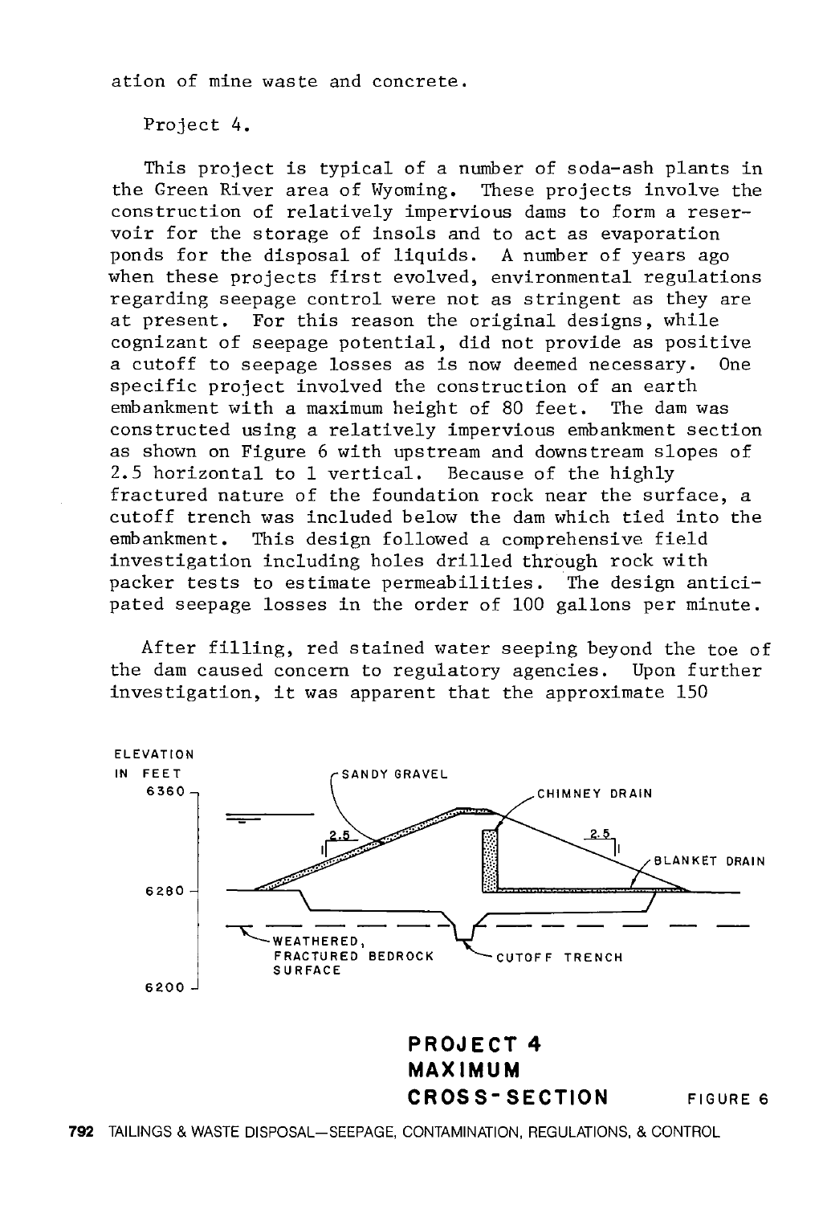ation of mine waste and concrete.

Project 4.

This project is typical of a number of soda-ash plants in the Green River area of Wyoming. These projects involve the construction of relatively impervious dams to form a reservoir for the storage of insols and to act as evaporation ponds for the disposal of liquids. A number of years ago when these projects first evolved, environmental regulations regarding seepage control were not as stringent as they are at present. For this reason the original designs, while cognizant of seepage potential, did not provide as positive a cutoff to seepage losses as is now deemed necessary. One specific project involved the construction of an earth embankment with a maximum height of 80 feet. The dam was constructed using a relatively impervious embankment section as shown on Figure 6 with upstream and downstream slopes of 2.5 horizontal to 1 vertical. Because of the highly fractured nature of the foundation rock near the surface, a cutoff trench was included below the dam which tied into the embankment. This design followed a comprehensive field investigation including holes drilled through rock with packer tests to estimate permeabilities. The design anticipated seepage losses in the order of 100 gallons per minute.

After filling, red stained water seeping beyond the toe of the dam caused concern to regulatory agencies. Upon further investigation, it was apparent that the approximate 150

ELEVATION IN FEET

6360

6280

6200

SANDY GRAVEL

CHIMNEY DRAIN

BLANKET DRAIN

2.5

1

WEATHERED, FRACTURED BEDROCK SURFACE

CUTOFF TRENCH

**PROJECT 4 MAXIMUM CROSS-SECTION** FIGURE 6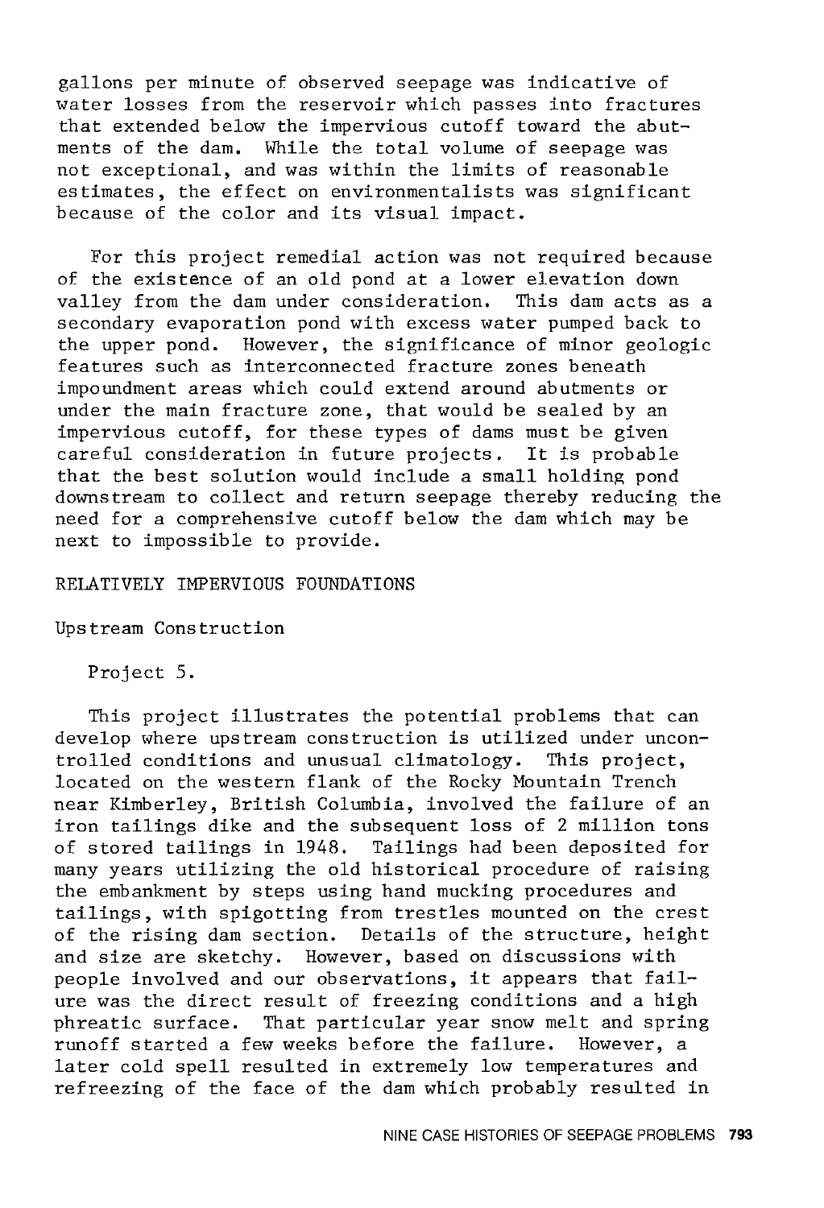gallons per minute of observed seepage was indicative of water losses from the reservoir which passes into fractures that extended below the impervious cutoff toward the abutments of the dam. While the total volume of seepage was not exceptional, and was within the limits of reasonable estimates, the effect on environmentalists was significant because of the color and its visual impact.

For this project remedial action was not required because of the existence of an old pond at a lower elevation down valley from the dam under consideration. This dam acts as a secondary evaporation pond with excess water pumped back to the upper pond. However, the significance of minor geologic features such as interconnected fracture zones beneath impoundment areas which could extend around abutments or under the main fracture zone, that would be sealed by an impervious cutoff, for these types of dams must be given careful consideration in future projects. It is probable that the best solution would include a small holding pond downstream to collect and return seepage thereby reducing the need for a comprehensive cutoff below the dam which may be next to impossible to provide.

## RELATIVELY IMPERVIOUS FOUNDATIONS

### Upstream Construction

Project 5.

This project illustrates the potential problems that can develop where upstream construction is utilized under uncontrolled conditions and unusual climatology. This project, located on the western flank of the Rocky Mountain Trench near Kimberley, British Columbia, involved the failure of an iron tailings dike and the subsequent loss of 2 million tons of stored tailings in 1948. Tailings had been deposited for many years utilizing the old historical procedure of raising the embankment by steps using hand mucking procedures and tailings, with spigotting from trestles mounted on the crest of the rising dam section. Details of the structure, height and size are sketchy. However, based on discussions with people involved and our observations, it appears that failure was the direct result of freezing conditions and a high phreatic surface. That particular year snow melt and spring runoff started a few weeks before the failure. However, a later cold spell resulted in extremely low temperatures and refreezing of the face of the dam which probably resulted in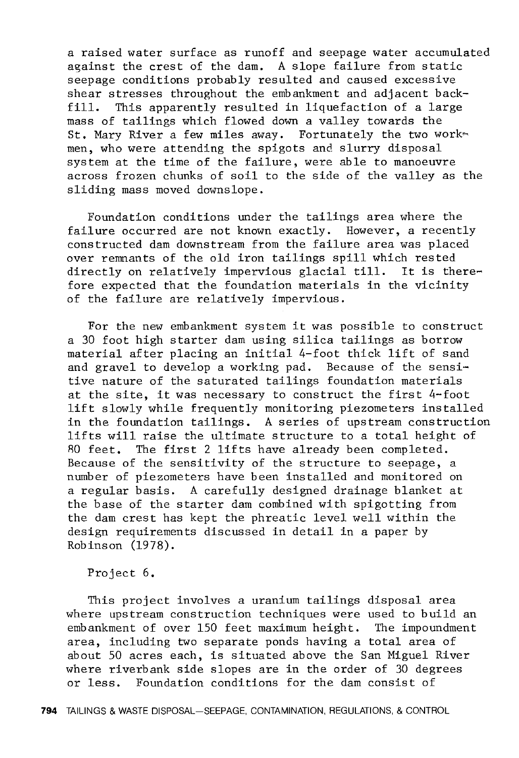a raised water surface as runoff and seepage water accumulated against the crest of the dam. A slope failure from static seepage conditions probably resulted and caused excessive shear stresses throughout the embankment and adjacent backfill. This apparently resulted in liquefaction of a large mass of tailings which flowed down a valley towards the St. Mary River a few miles away. Fortunately the two workmen, who were attending the spigots and slurry disposal system at the time of the failure, were able to manoeuvre across frozen chunks of soil to the side of the valley as the sliding mass moved downslope.

Foundation conditions under the tailings area where the failure occurred are not known exactly. However, a recently constructed dam downstream from the failure area was placed over remnants of the old iron tailings spill which rested directly on relatively impervious glacial till. It is therefore expected that the foundation materials in the vicinity of the failure are relatively impervious.

For the new embankment system it was possible to construct a 30 foot high starter dam using silica tailings as borrow material after placing an initial 4-foot thick lift of sand and gravel to develop a working pad. Because of the sensitive nature of the saturated tailings foundation materials at the site, it was necessary to construct the first 4-foot lift slowly while frequently monitoring piezometers installed in the foundation tailings. A series of upstream construction lifts will raise the ultimate structure to a total height of 80 feet. The first 2 lifts have already been completed. Because of the sensitivity of the structure to seepage, a number of piezometers have been installed and monitored on a regular basis. A carefully designed drainage blanket at the base of the starter dam combined with spigotting from the dam crest has kept the phreatic level well within the design requirements discussed in detail in a paper by Robinson (1978).

Project 6.

This project involves a uranium tailings disposal area where upstream construction techniques were used to build an embankment of over 150 feet maximum height. The impoundment area, including two separate ponds having a total area of about 50 acres each, is situated above the San Miguel River where riverbank side slopes are in the order of 30 degrees or less. Foundation conditions for the dam consist of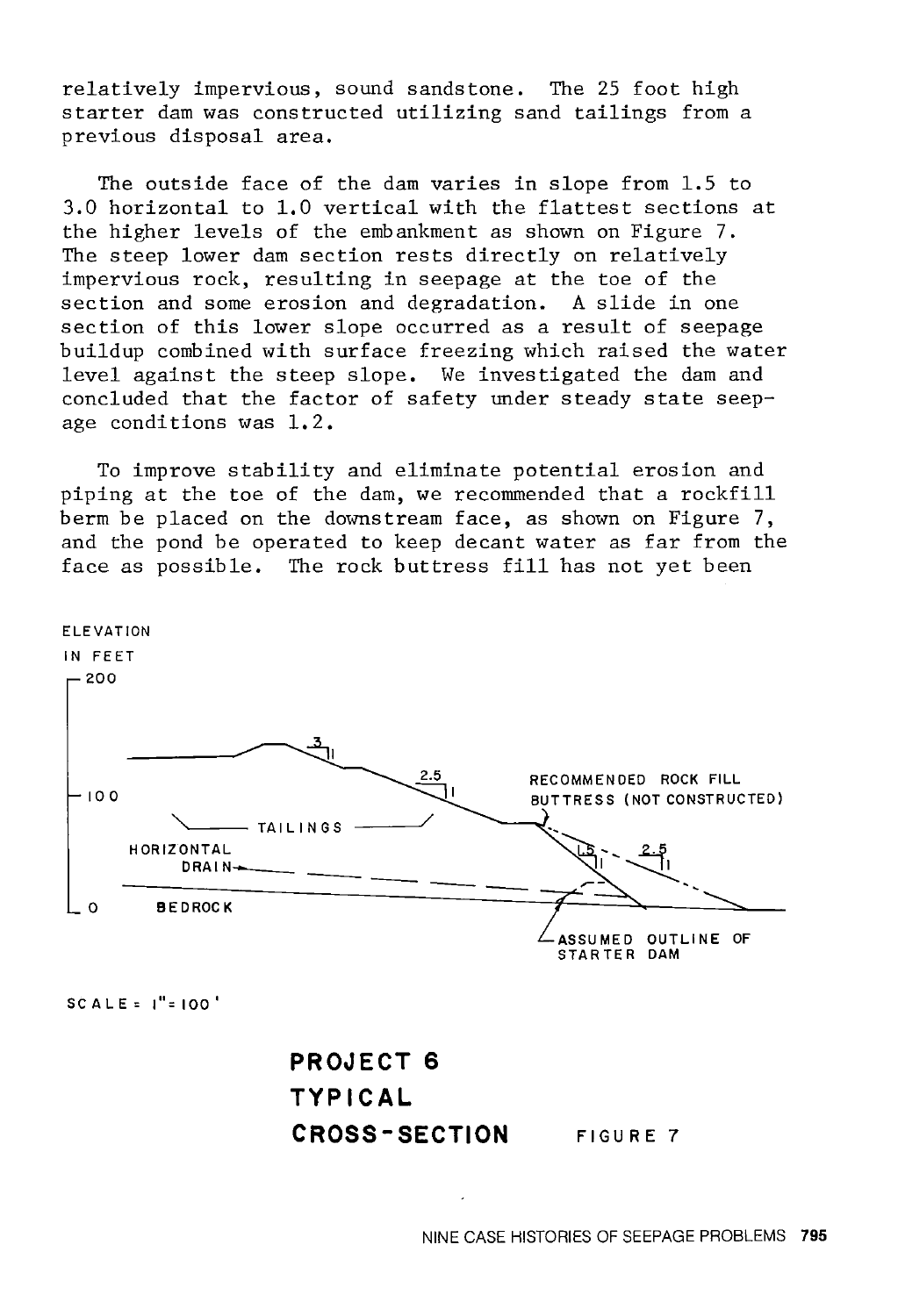relatively impervious, sound sandstone. The 25 foot high starter dam was constructed utilizing sand tailings from a previous disposal area.

The outside face of the dam varies in slope from 1.5 to 3.0 horizontal to 1.0 vertical with the flattest sections at the higher levels of the embankment as shown on Figure 7. The steep lower dam section rests directly on relatively impervious rock, resulting in seepage at the toe of the section and some erosion and degradation. A slide in one section of this lower slope occurred as a result of seepage buildup combined with surface freezing which raised the water level against the steep slope. We investigated the dam and concluded that the factor of safety under steady state seepage conditions was 1.2.

To improve stability and eliminate potential erosion and piping at the toe of the dam, we recommended that a rockfill berm be placed on the downstream face, as shown on Figure 7, and the pond be operated to keep decant water as far from the face as possible. The rock buttress fill has not yet been

ELEVATION IN FEET

200

100

0

TAILINGS

HORIZONTAL DRAIN

BEDROCK

3 : 1

2.5 : 1

RECOMMENDED ROCK FILL BUTTRESS (NOT CONSTRUCTED)

1.5 : 1

2.5 : 1

ASSUMED OUTLINE OF STARTER DAM

SCALE = 1" = 100'

**PROJECT 6**
**TYPICAL**
**CROSS-SECTION** FIGURE 7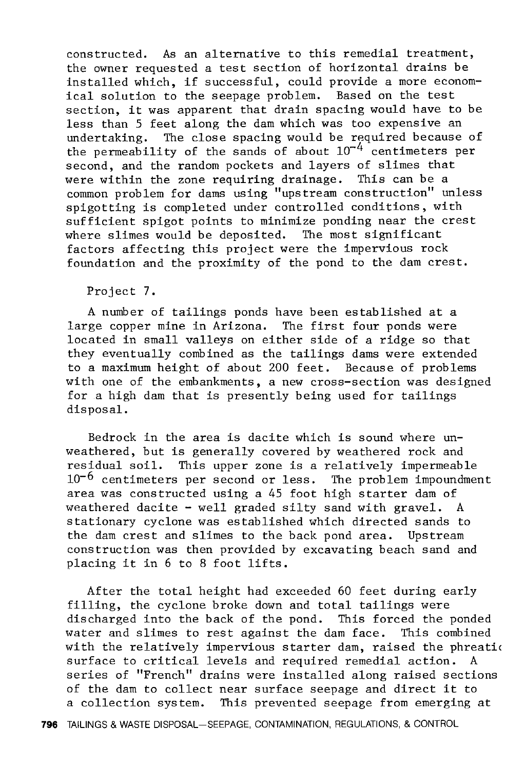constructed. As an alternative to this remedial treatment, the owner requested a test section of horizontal drains be installed which, if successful, could provide a more economical solution to the seepage problem. Based on the test section, it was apparent that drain spacing would have to be less than 5 feet along the dam which was too expensive an undertaking. The close spacing would be required because of the permeability of the sands of about $10^{-4}$ centimeters per second, and the random pockets and layers of slimes that were within the zone requiring drainage. This can be a common problem for dams using "upstream construction" unless spigotting is completed under controlled conditions, with sufficient spigot points to minimize ponding near the crest where slimes would be deposited. The most significant factors affecting this project were the impervious rock foundation and the proximity of the pond to the dam crest.

Project 7.

A number of tailings ponds have been established at a large copper mine in Arizona. The first four ponds were located in small valleys on either side of a ridge so that they eventually combined as the tailings dams were extended to a maximum height of about 200 feet. Because of problems with one of the embankments, a new cross-section was designed for a high dam that is presently being used for tailings disposal.

Bedrock in the area is dacite which is sound where unweathered, but is generally covered by weathered rock and residual soil. This upper zone is a relatively impermeable $10^{-6}$ centimeters per second or less. The problem impoundment area was constructed using a 45 foot high starter dam of weathered dacite - well graded silty sand with gravel. A stationary cyclone was established which directed sands to the dam crest and slimes to the back pond area. Upstream construction was then provided by excavating beach sand and placing it in 6 to 8 foot lifts.

After the total height had exceeded 60 feet during early filling, the cyclone broke down and total tailings were discharged into the back of the pond. This forced the ponded water and slimes to rest against the dam face. This combined with the relatively impervious starter dam, raised the phreatic surface to critical levels and required remedial action. A series of "French" drains were installed along raised sections of the dam to collect near surface seepage and direct it to a collection system. This prevented seepage from emerging at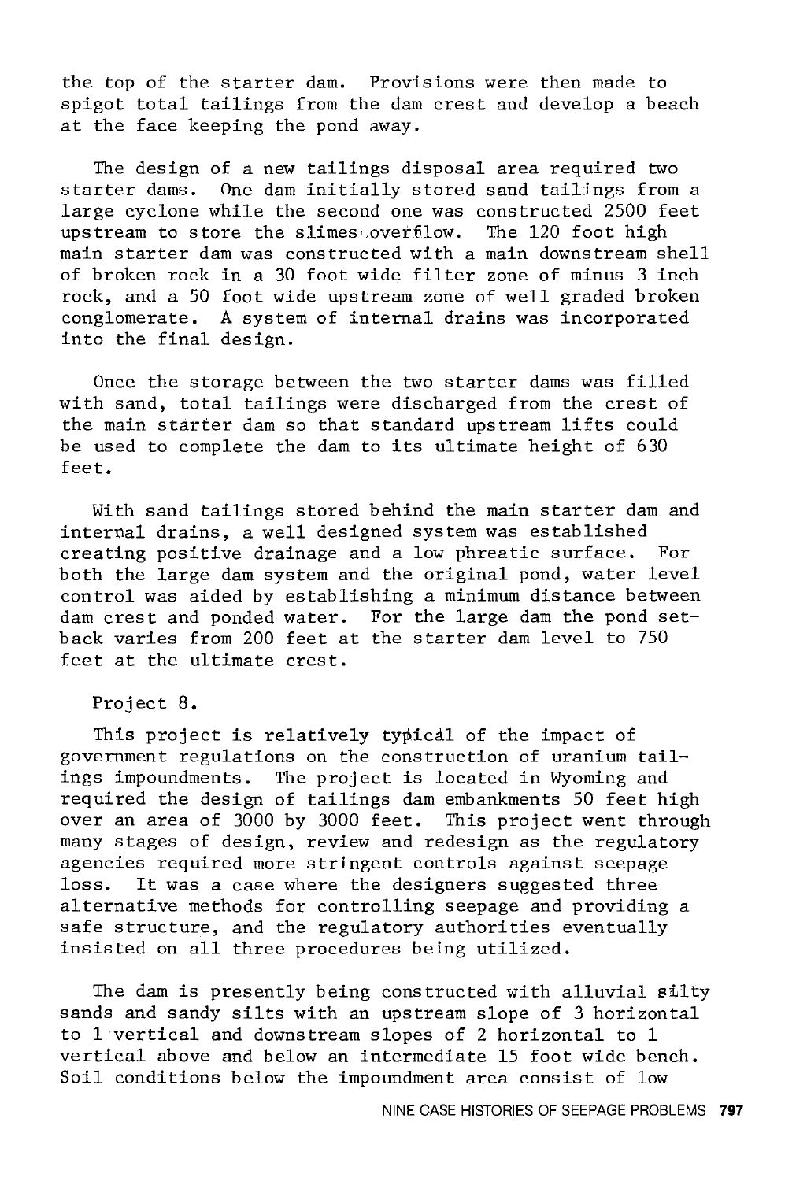the top of the starter dam. Provisions were then made to spigot total tailings from the dam crest and develop a beach at the face keeping the pond away.

The design of a new tailings disposal area required two starter dams. One dam initially stored sand tailings from a large cyclone while the second one was constructed 2500 feet upstream to store the slimes overflow. The 120 foot high main starter dam was constructed with a main downstream shell of broken rock in a 30 foot wide filter zone of minus 3 inch rock, and a 50 foot wide upstream zone of well graded broken conglomerate. A system of internal drains was incorporated into the final design.

Once the storage between the two starter dams was filled with sand, total tailings were discharged from the crest of the main starter dam so that standard upstream lifts could be used to complete the dam to its ultimate height of 630 feet.

With sand tailings stored behind the main starter dam and internal drains, a well designed system was established creating positive drainage and a low phreatic surface. For both the large dam system and the original pond, water level control was aided by establishing a minimum distance between dam crest and ponded water. For the large dam the pond setback varies from 200 feet at the starter dam level to 750 feet at the ultimate crest.

Project 8.

This project is relatively typical of the impact of government regulations on the construction of uranium tailings impoundments. The project is located in Wyoming and required the design of tailings dam embankments 50 feet high over an area of 3000 by 3000 feet. This project went through many stages of design, review and redesign as the regulatory agencies required more stringent controls against seepage loss. It was a case where the designers suggested three alternative methods for controlling seepage and providing a safe structure, and the regulatory authorities eventually insisted on all three procedures being utilized.

The dam is presently being constructed with alluvial silty sands and sandy silts with an upstream slope of 3 horizontal to 1 vertical and downstream slopes of 2 horizontal to 1 vertical above and below an intermediate 15 foot wide bench. Soil conditions below the impoundment area consist of low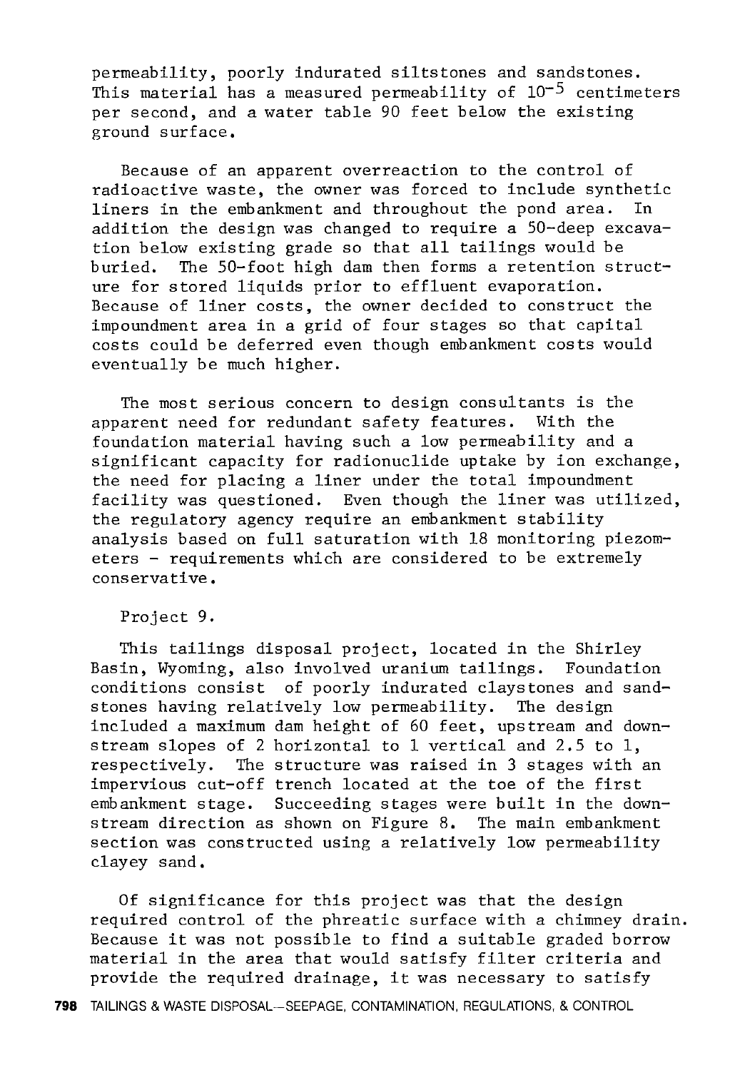permeability, poorly indurated siltstones and sandstones. This material has a measured permeability of $10^{-5}$ centimeters per second, and a water table 90 feet below the existing ground surface.

Because of an apparent overreaction to the control of radioactive waste, the owner was forced to include synthetic liners in the embankment and throughout the pond area. In addition the design was changed to require a 50-deep excavation below existing grade so that all tailings would be buried. The 50-foot high dam then forms a retention structure for stored liquids prior to effluent evaporation. Because of liner costs, the owner decided to construct the impoundment area in a grid of four stages so that capital costs could be deferred even though embankment costs would eventually be much higher.

The most serious concern to design consultants is the apparent need for redundant safety features. With the foundation material having such a low permeability and a significant capacity for radionuclide uptake by ion exchange, the need for placing a liner under the total impoundment facility was questioned. Even though the liner was utilized, the regulatory agency require an embankment stability analysis based on full saturation with 18 monitoring piezometers - requirements which are considered to be extremely conservative.

Project 9.

This tailings disposal project, located in the Shirley Basin, Wyoming, also involved uranium tailings. Foundation conditions consist of poorly indurated claystones and sandstones having relatively low permeability. The design included a maximum dam height of 60 feet, upstream and downstream slopes of 2 horizontal to 1 vertical and 2.5 to 1, respectively. The structure was raised in 3 stages with an impervious cut-off trench located at the toe of the first embankment stage. Succeeding stages were built in the downstream direction as shown on Figure 8. The main embankment section was constructed using a relatively low permeability clayey sand.

Of significance for this project was that the design required control of the phreatic surface with a chimney drain. Because it was not possible to find a suitable graded borrow material in the area that would satisfy filter criteria and provide the required drainage, it was necessary to satisfy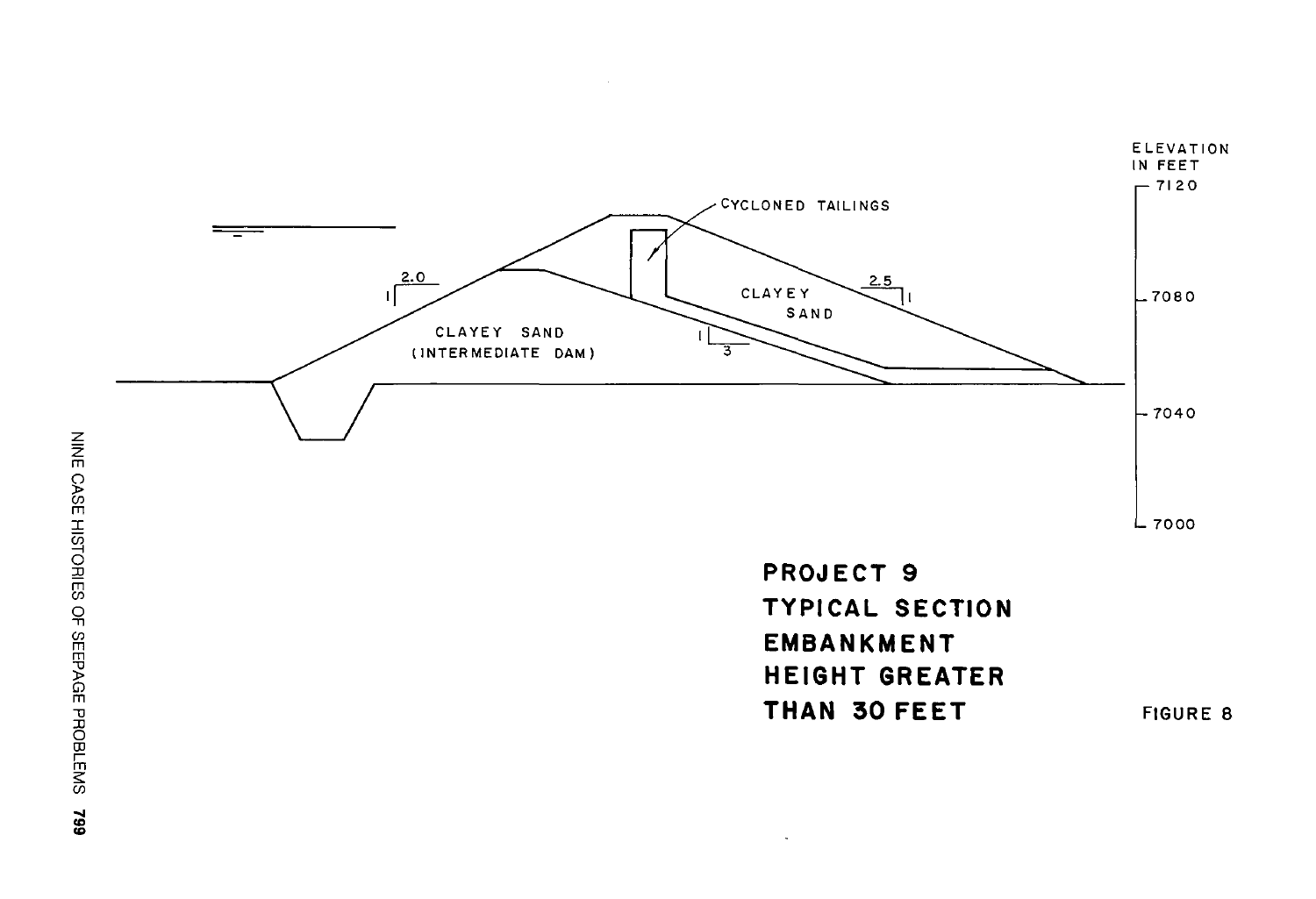PROJECT 9
TYPICAL SECTION
EMBANKMENT
HEIGHT GREATER
THAN 30 FEET

FIGURE 8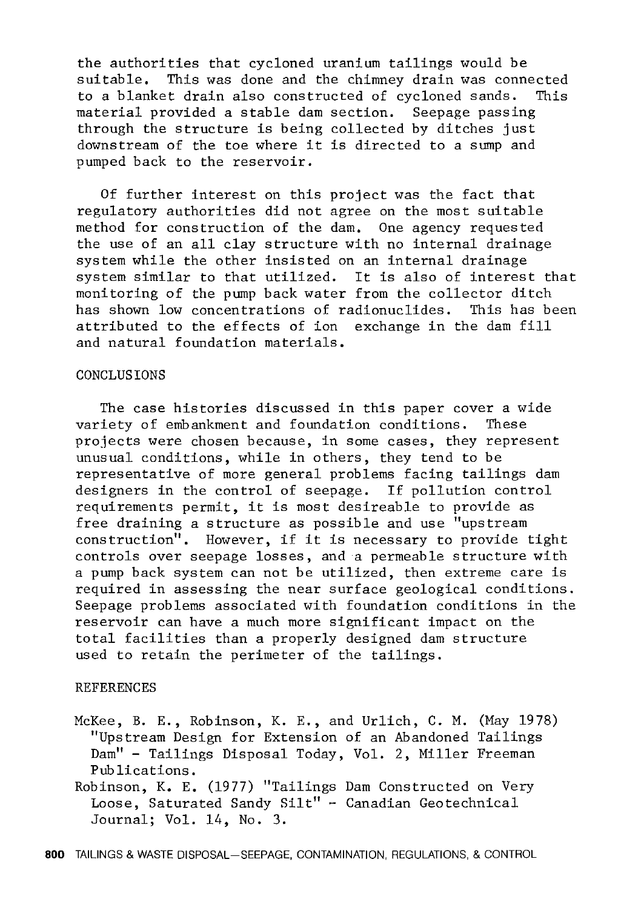the authorities that cycloned uranium tailings would be suitable. This was done and the chimney drain was connected to a blanket drain also constructed of cycloned sands. This material provided a stable dam section. Seepage passing through the structure is being collected by ditches just downstream of the toe where it is directed to a sump and pumped back to the reservoir.

Of further interest on this project was the fact that regulatory authorities did not agree on the most suitable method for construction of the dam. One agency requested the use of an all clay structure with no internal drainage system while the other insisted on an internal drainage system similar to that utilized. It is also of interest that monitoring of the pump back water from the collector ditch has shown low concentrations of radionuclides. This has been attributed to the effects of ion exchange in the dam fill and natural foundation materials.

## CONCLUSIONS

The case histories discussed in this paper cover a wide variety of embankment and foundation conditions. These projects were chosen because, in some cases, they represent unusual conditions, while in others, they tend to be representative of more general problems facing tailings dam designers in the control of seepage. If pollution control requirements permit, it is most desireable to provide as free draining a structure as possible and use "upstream construction". However, if it is necessary to provide tight controls over seepage losses, and a permeable structure with a pump back system can not be utilized, then extreme care is required in assessing the near surface geological conditions. Seepage problems associated with foundation conditions in the reservoir can have a much more significant impact on the total facilities than a properly designed dam structure used to retain the perimeter of the tailings.

## REFERENCES

McKee, B. E., Robinson, K. E., and Urlich, C. M. (May 1978) "Upstream Design for Extension of an Abandoned Tailings Dam" - Tailings Disposal Today, Vol. 2, Miller Freeman Publications.

Robinson, K. E. (1977) "Tailings Dam Constructed on Very Loose, Saturated Sandy Silt" - Canadian Geotechnical Journal; Vol. 14, No. 3.